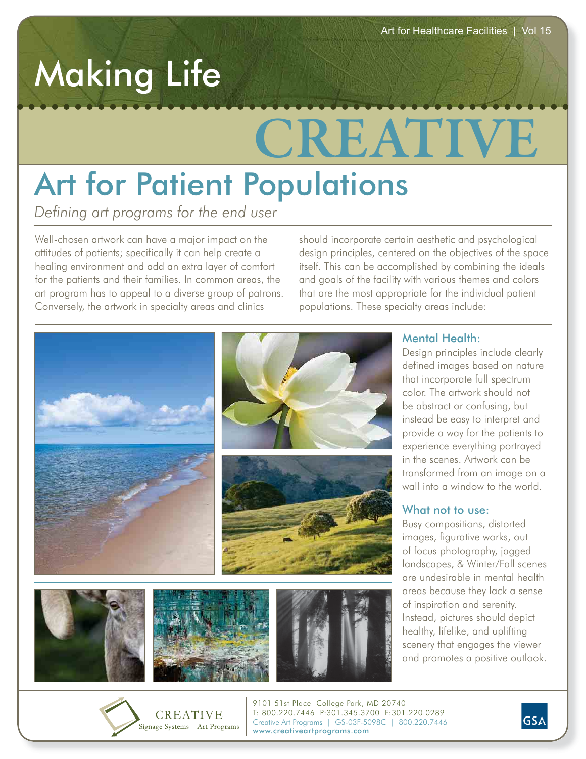# Making Life CREATIVE

## Art for Patient Populations

*Defining art programs for the end user*

Well-chosen artwork can have a major impact on the attitudes of patients; specifically it can help create a healing environment and add an extra layer of comfort for the patients and their families. In common areas, the art program has to appeal to a diverse group of patrons. Conversely, the artwork in specialty areas and clinics should incorporate certain aesthetic and psychological design principles, centered on the objectives of the space itself. This can be accomplished by combining the ideals and goals of the facility with various themes and colors that are the most appropriate for the individual patient populations. These specialty areas include:

### Mental Health:

Design principles include clearly defined images based on nature that incorporate full spectrum color. The artwork should not be abstract or confusing, but instead be easy to interpret and provide a way for the patients to experience everything portrayed in the scenes. Artwork can be transformed from an image on a wall into a window to the world.

### What not to use:

Busy compositions, distorted images, figurative works, out of focus photography, jagged landscapes, & Winter/Fall scenes are undesirable in mental health areas because they lack a sense of inspiration and serenity. Instead, pictures should depict healthy, lifelike, and uplifting scenery that engages the viewer and promotes a positive outlook.

CREATIVE Signage Systems | Art Programs

9101 51st Place College Park, MD 20740
T: 800.220.7446 P:301.345.3700 F:301.220.0289
Creative Art Programs | GS-03F-5098C | 800.220.7446
www.creativeartprograms.com

GSA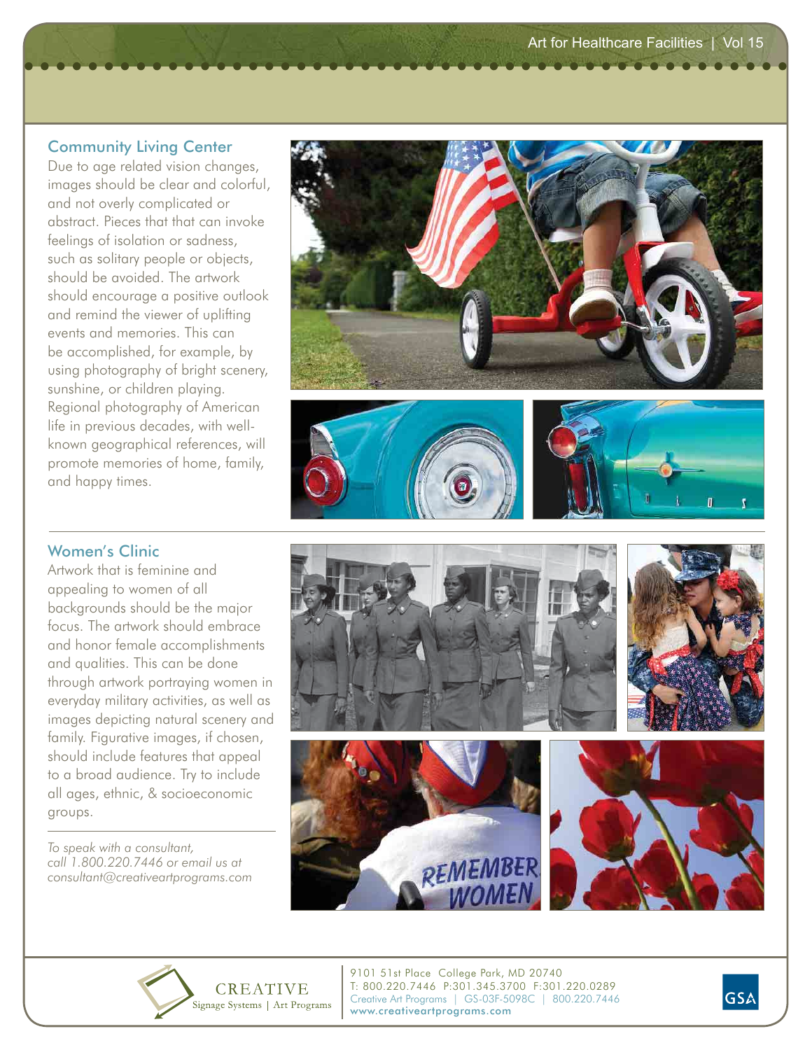## Community Living Center

Due to age related vision changes, images should be clear and colorful, and not overly complicated or abstract. Pieces that that can invoke feelings of isolation or sadness, such as solitary people or objects, should be avoided. The artwork should encourage a positive outlook and remind the viewer of uplifting events and memories. This can be accomplished, for example, by using photography of bright scenery, sunshine, or children playing. Regional photography of American life in previous decades, with well-known geographical references, will promote memories of home, family, and happy times.

## Women's Clinic

Artwork that is feminine and appealing to women of all backgrounds should be the major focus. The artwork should embrace and honor female accomplishments and qualities. This can be done through artwork portraying women in everyday military activities, as well as images depicting natural scenery and family. Figurative images, if chosen, should include features that appeal to a broad audience. Try to include all ages, ethnic, & socioeconomic groups.

*To speak with a consultant, call 1.800.220.7446 or email us at consultant@creativeartprograms.com*

CREATIVE
Signage Systems | Art Programs

9101 51st Place College Park, MD 20740
T: 800.220.7446 P:301.345.3700 F:301.220.0289
Creative Art Programs | GS-03F-5098C | 800.220.7446
www.creativeartprograms.com

GSA